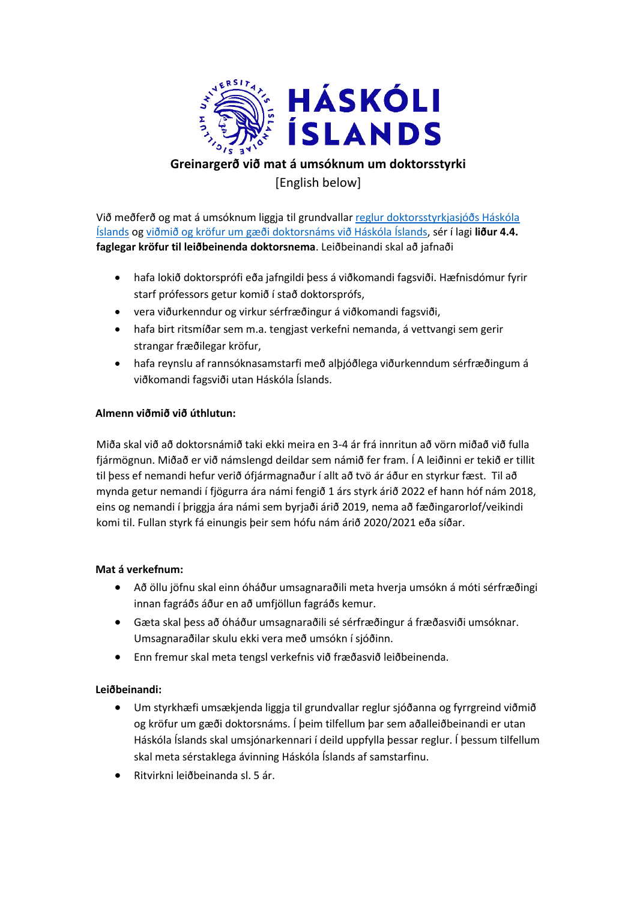# Greinargerð við mat á umsóknum um doktorsstyrki

[English below]

Við meðferð og mat á umsóknum liggja til grundvallar reglur doktorsstyrkjasjóðs Háskóla Íslands og viðmið og kröfur um gæði doktorsnáms við Háskóla Íslands, sér í lagi **liður 4.4. faglegar kröfur til leiðbeinenda doktorsnema**. Leiðbeinandi skal að jafnaði

- hafa lokið doktorsprófi eða jafngildi þess á viðkomandi fagsviði. Hæfnisdómur fyrir starf prófessors getur komið í stað doktorsprófs,
- vera viðurkenndur og virkur sérfræðingur á viðkomandi fagsviði,
- hafa birt ritsmíðar sem m.a. tengjast verkefni nemanda, á vettvangi sem gerir strangar fræðilegar kröfur,
- hafa reynslu af rannsóknasamstarfi með alþjóðlega viðurkenndum sérfræðingum á viðkomandi fagsviði utan Háskóla Íslands.

**Almenn viðmið við úthlutun:**

Miða skal við að doktorsnámið taki ekki meira en 3-4 ár frá innritun að vörn miðað við fulla fjármögnun. Miðað er við námslengd deildar sem námið fer fram. Í A leiðinni er tekið er tillit til þess ef nemandi hefur verið ófjármagnaður í allt að tvö ár áður en styrkur fæst. Til að mynda getur nemandi í fjögurra ára námi fengið 1 árs styrk árið 2022 ef hann hóf nám 2018, eins og nemandi í þriggja ára námi sem byrjaði árið 2019, nema að fæðingarorlof/veikindi komi til. Fullan styrk fá einungis þeir sem hófu nám árið 2020/2021 eða síðar.

**Mat á verkefnum:**

- Að öllu jöfnu skal einn óháður umsagnaraðili meta hverja umsókn á móti sérfræðingi innan fagráðs áður en að umfjöllun fagráðs kemur.
- Gæta skal þess að óháður umsagnaraðili sé sérfræðingur á fræðasviði umsóknar. Umsagnaraðilar skulu ekki vera með umsókn í sjóðinn.
- Enn fremur skal meta tengsl verkefnis við fræðasvið leiðbeinenda.

**Leiðbeinandi:**

- Um styrkhæfi umsækjenda liggja til grundvallar reglur sjóðanna og fyrrgreind viðmið og kröfur um gæði doktorsnáms. Í þeim tilfellum þar sem aðalleiðbeinandi er utan Háskóla Íslands skal umsjónarkennari í deild uppfylla þessar reglur. Í þessum tilfellum skal meta sérstaklega ávinning Háskóla Íslands af samstarfinu.
- Ritvirkni leiðbeinanda sl. 5 ár.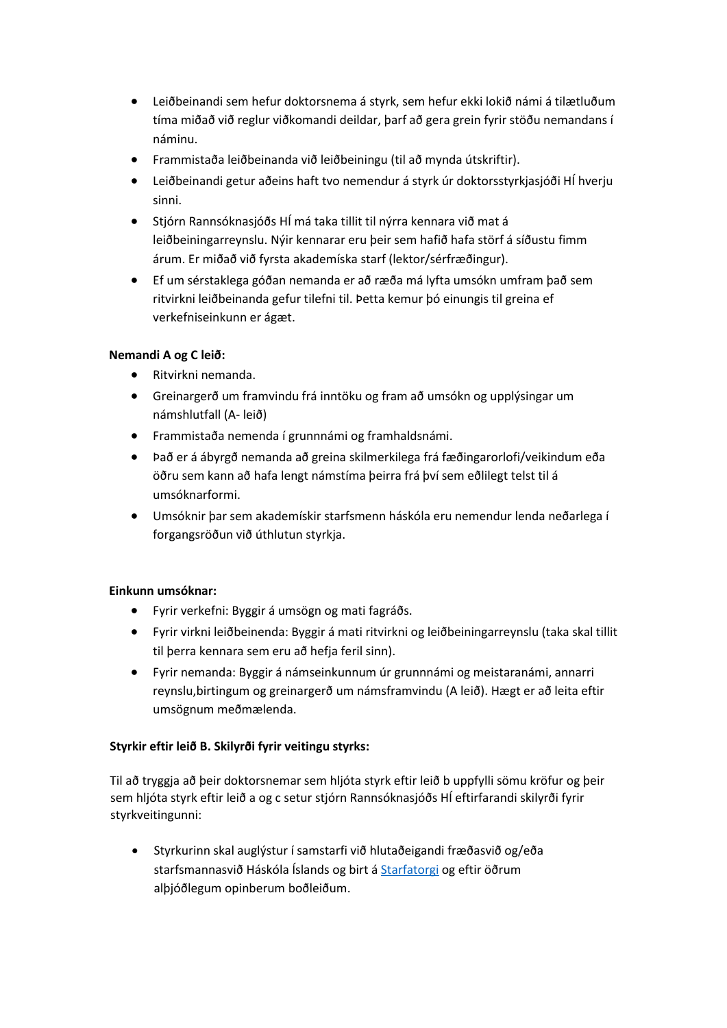- Leiðbeinandi sem hefur doktorsnema á styrk, sem hefur ekki lokið námi á tilætluðum tíma miðað við reglur viðkomandi deildar, þarf að gera grein fyrir stöðu nemandans í náminu.
- Frammistaða leiðbeinanda við leiðbeiningu (til að mynda útskriftir).
- Leiðbeinandi getur aðeins haft tvo nemendur á styrk úr doktorsstyrkjasjóði HÍ hverju sinni.
- Stjórn Rannsóknasjóðs HÍ má taka tillit til nýrra kennara við mat á leiðbeiningarreynslu. Nýir kennarar eru þeir sem hafið hafa störf á síðustu fimm árum. Er miðað við fyrsta akademíska starf (lektor/sérfræðingur).
- Ef um sérstaklega góðan nemanda er að ræða má lyfta umsókn umfram það sem ritvirkni leiðbeinanda gefur tilefni til. Þetta kemur þó einungis til greina ef verkefniseinkunn er ágæt.

**Nemandi A og C leið:**

- Ritvirkni nemanda.
- Greinargerð um framvindu frá inntöku og fram að umsókn og upplýsingar um námshlutfall (A- leið)
- Frammistaða nemenda í grunnnámi og framhaldsnámi.
- Það er á ábyrgð nemanda að greina skilmerkilega frá fæðingarorlofi/veikindum eða öðru sem kann að hafa lengt námstíma þeirra frá því sem eðlilegt telst til á umsóknarformi.
- Umsóknir þar sem akademískir starfsmenn háskóla eru nemendur lenda neðarlega í forgangsröðun við úthlutun styrkja.

**Einkunn umsóknar:**

- Fyrir verkefni: Byggir á umsögn og mati fagráðs.
- Fyrir virkni leiðbeinenda: Byggir á mati ritvirkni og leiðbeiningarreynslu (taka skal tillit til þerra kennara sem eru að hefja feril sinn).
- Fyrir nemanda: Byggir á námseinkunnum úr grunnnámi og meistaranámi, annarri reynslu,birtingum og greinargerð um námsframvindu (A leið). Hægt er að leita eftir umsögnum meðmælenda.

**Styrkir eftir leið B. Skilyrði fyrir veitingu styrks:**

Til að tryggja að þeir doktorsnemar sem hljóta styrk eftir leið b uppfylli sömu kröfur og þeir sem hljóta styrk eftir leið a og c setur stjórn Rannsóknasjóðs HÍ eftirfarandi skilyrði fyrir styrkveitingunni:

- Styrkurinn skal auglýstur í samstarfi við hlutaðeigandi fræðasvið og/eða starfsmannasvið Háskóla Íslands og birt á Starfatorgi og eftir öðrum alþjóðlegum opinberum boðleiðum.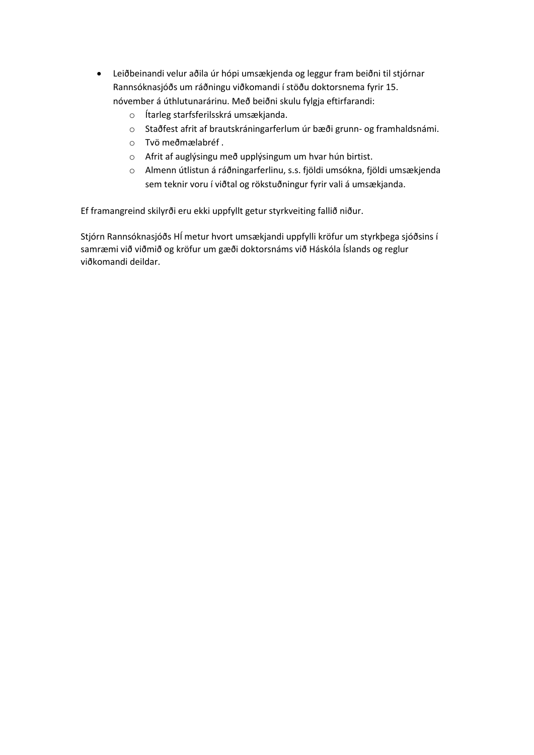- Leiðbeinandi velur aðila úr hópi umsækjenda og leggur fram beiðni til stjórnar Rannsóknasjóðs um ráðningu viðkomandi í stöðu doktorsnema fyrir 15. nóvember á úthlutunarárinu. Með beiðni skulu fylgja eftirfarandi:
  - Ítarleg starfsferilsskrá umsækjanda.
  - Staðfest afrit af brautskráningarferlum úr bæði grunn- og framhaldsnámi.
  - Tvö meðmælabréf .
  - Afrit af auglýsingu með upplýsingum um hvar hún birtist.
  - Almenn útlistun á ráðningarferlinu, s.s. fjöldi umsókna, fjöldi umsækjenda sem teknir voru í viðtal og rökstuðningur fyrir vali á umsækjanda.

Ef framangreind skilyrði eru ekki uppfyllt getur styrkveiting fallið niður.

Stjórn Rannsóknasjóðs HÍ metur hvort umsækjandi uppfylli kröfur um styrkþega sjóðsins í samræmi við viðmið og kröfur um gæði doktorsnáms við Háskóla Íslands og reglur viðkomandi deildar.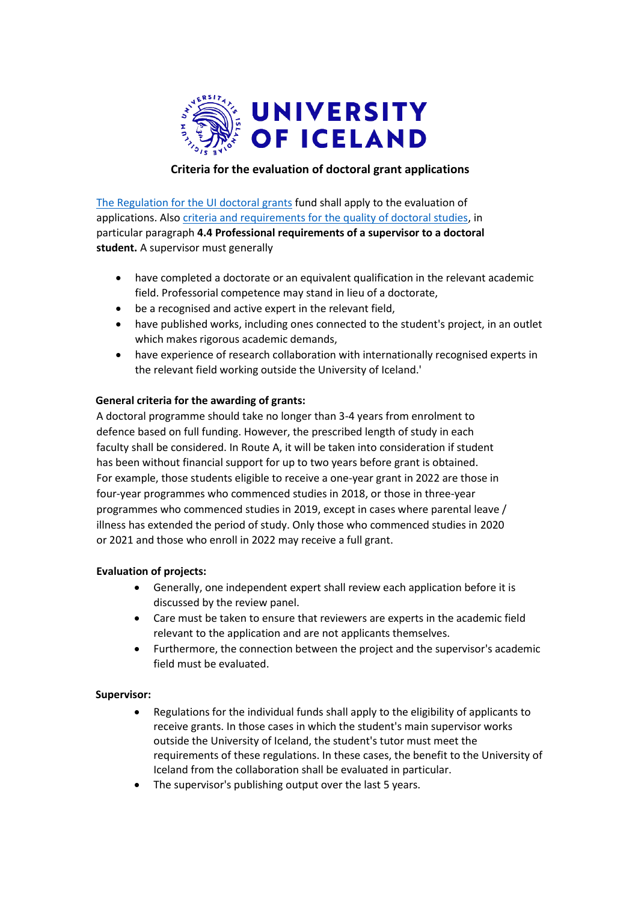UNIVERSITY OF ICELAND

# Criteria for the evaluation of doctoral grant applications

The Regulation for the UI doctoral grants fund shall apply to the evaluation of applications. Also criteria and requirements for the quality of doctoral studies, in particular paragraph **4.4 Professional requirements of a supervisor to a doctoral student.** A supervisor must generally

- have completed a doctorate or an equivalent qualification in the relevant academic field. Professorial competence may stand in lieu of a doctorate,
- be a recognised and active expert in the relevant field,
- have published works, including ones connected to the student's project, in an outlet which makes rigorous academic demands,
- have experience of research collaboration with internationally recognised experts in the relevant field working outside the University of Iceland.'

**General criteria for the awarding of grants:**

A doctoral programme should take no longer than 3-4 years from enrolment to defence based on full funding. However, the prescribed length of study in each faculty shall be considered. In Route A, it will be taken into consideration if student has been without financial support for up to two years before grant is obtained. For example, those students eligible to receive a one-year grant in 2022 are those in four-year programmes who commenced studies in 2018, or those in three-year programmes who commenced studies in 2019, except in cases where parental leave / illness has extended the period of study. Only those who commenced studies in 2020 or 2021 and those who enroll in 2022 may receive a full grant.

**Evaluation of projects:**

- Generally, one independent expert shall review each application before it is discussed by the review panel.
- Care must be taken to ensure that reviewers are experts in the academic field relevant to the application and are not applicants themselves.
- Furthermore, the connection between the project and the supervisor's academic field must be evaluated.

**Supervisor:**

- Regulations for the individual funds shall apply to the eligibility of applicants to receive grants. In those cases in which the student's main supervisor works outside the University of Iceland, the student's tutor must meet the requirements of these regulations. In these cases, the benefit to the University of Iceland from the collaboration shall be evaluated in particular.
- The supervisor's publishing output over the last 5 years.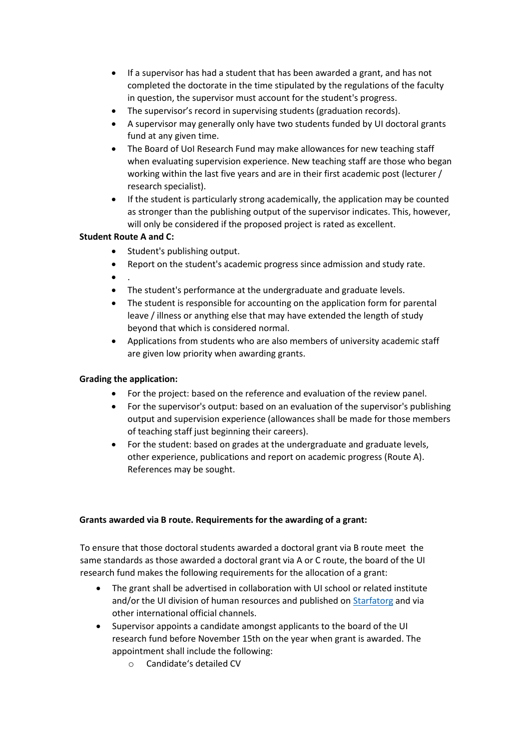- If a supervisor has had a student that has been awarded a grant, and has not completed the doctorate in the time stipulated by the regulations of the faculty in question, the supervisor must account for the student's progress.
- The supervisor's record in supervising students (graduation records).
- A supervisor may generally only have two students funded by UI doctoral grants fund at any given time.
- The Board of UoI Research Fund may make allowances for new teaching staff when evaluating supervision experience. New teaching staff are those who began working within the last five years and are in their first academic post (lecturer / research specialist).
- If the student is particularly strong academically, the application may be counted as stronger than the publishing output of the supervisor indicates. This, however, will only be considered if the proposed project is rated as excellent.

**Student Route A and C:**

- Student's publishing output.
- Report on the student's academic progress since admission and study rate.
- .
- The student's performance at the undergraduate and graduate levels.
- The student is responsible for accounting on the application form for parental leave / illness or anything else that may have extended the length of study beyond that which is considered normal.
- Applications from students who are also members of university academic staff are given low priority when awarding grants.

**Grading the application:**

- For the project: based on the reference and evaluation of the review panel.
- For the supervisor's output: based on an evaluation of the supervisor's publishing output and supervision experience (allowances shall be made for those members of teaching staff just beginning their careers).
- For the student: based on grades at the undergraduate and graduate levels, other experience, publications and report on academic progress (Route A). References may be sought.

**Grants awarded via B route. Requirements for the awarding of a grant:**

To ensure that those doctoral students awarded a doctoral grant via B route meet the same standards as those awarded a doctoral grant via A or C route, the board of the UI research fund makes the following requirements for the allocation of a grant:

- The grant shall be advertised in collaboration with UI school or related institute and/or the UI division of human resources and published on [Starfatorg](#) and via other international official channels.
- Supervisor appoints a candidate amongst applicants to the board of the UI research fund before November 15th on the year when grant is awarded. The appointment shall include the following:
    - Candidate's detailed CV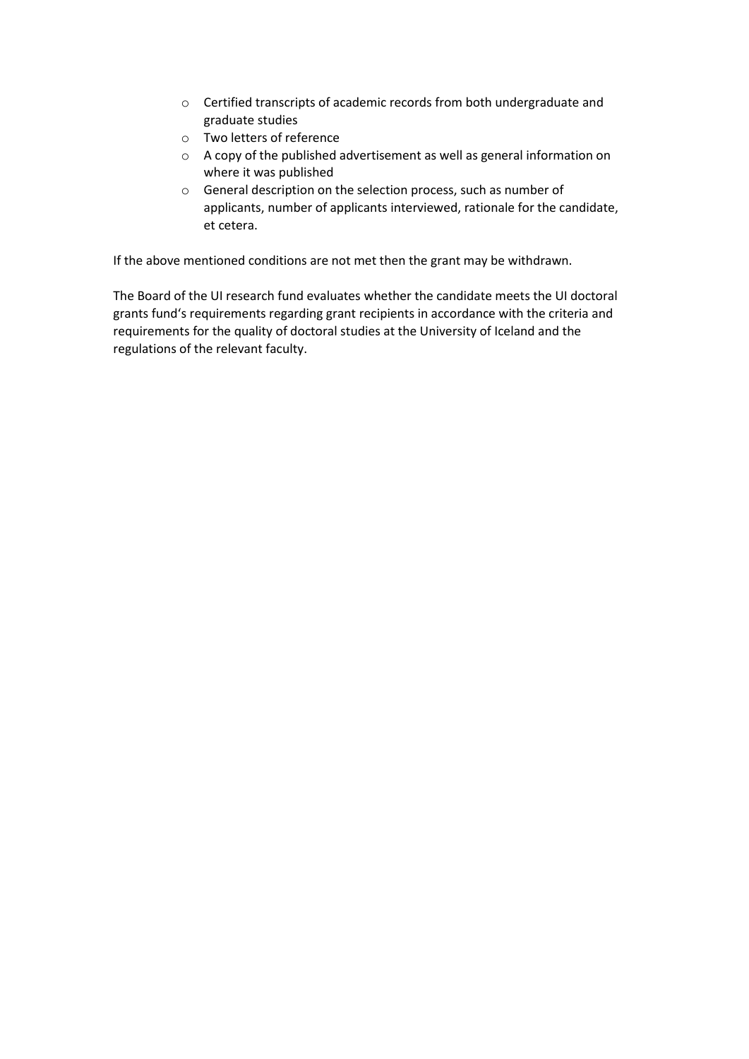- Certified transcripts of academic records from both undergraduate and graduate studies
- Two letters of reference
- A copy of the published advertisement as well as general information on where it was published
- General description on the selection process, such as number of applicants, number of applicants interviewed, rationale for the candidate, et cetera.

If the above mentioned conditions are not met then the grant may be withdrawn.

The Board of the UI research fund evaluates whether the candidate meets the UI doctoral grants fund's requirements regarding grant recipients in accordance with the criteria and requirements for the quality of doctoral studies at the University of Iceland and the regulations of the relevant faculty.